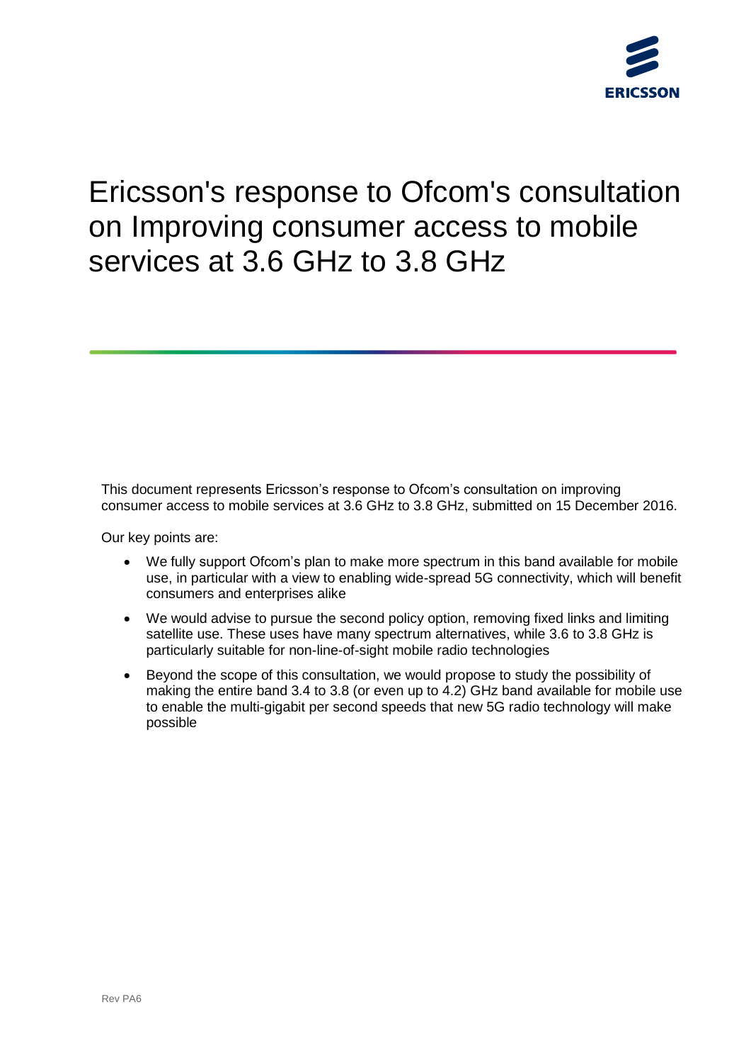# Ericsson's response to Ofcom's consultation on Improving consumer access to mobile services at 3.6 GHz to 3.8 GHz

This document represents Ericsson's response to Ofcom's consultation on improving consumer access to mobile services at 3.6 GHz to 3.8 GHz, submitted on 15 December 2016.

Our key points are:

- We fully support Ofcom's plan to make more spectrum in this band available for mobile use, in particular with a view to enabling wide-spread 5G connectivity, which will benefit consumers and enterprises alike
- We would advise to pursue the second policy option, removing fixed links and limiting satellite use. These uses have many spectrum alternatives, while 3.6 to 3.8 GHz is particularly suitable for non-line-of-sight mobile radio technologies
- Beyond the scope of this consultation, we would propose to study the possibility of making the entire band 3.4 to 3.8 (or even up to 4.2) GHz band available for mobile use to enable the multi-gigabit per second speeds that new 5G radio technology will make possible

Rev PA6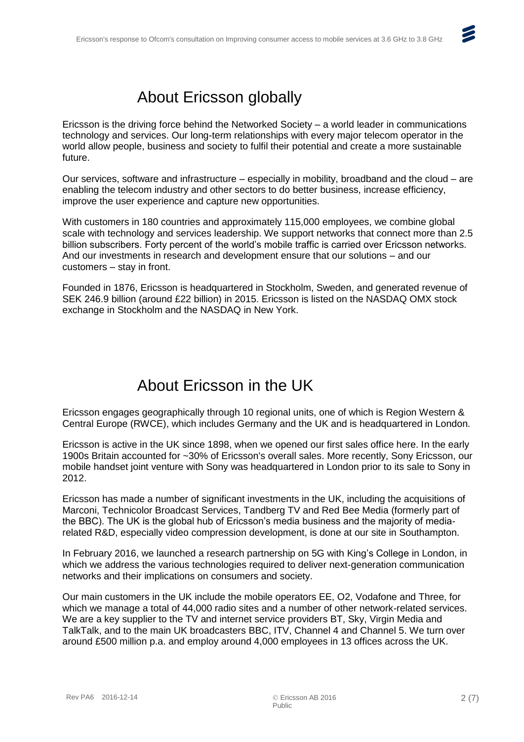# About Ericsson globally

Ericsson is the driving force behind the Networked Society – a world leader in communications technology and services. Our long-term relationships with every major telecom operator in the world allow people, business and society to fulfil their potential and create a more sustainable future.

Our services, software and infrastructure – especially in mobility, broadband and the cloud – are enabling the telecom industry and other sectors to do better business, increase efficiency, improve the user experience and capture new opportunities.

With customers in 180 countries and approximately 115,000 employees, we combine global scale with technology and services leadership. We support networks that connect more than 2.5 billion subscribers. Forty percent of the world's mobile traffic is carried over Ericsson networks. And our investments in research and development ensure that our solutions – and our customers – stay in front.

Founded in 1876, Ericsson is headquartered in Stockholm, Sweden, and generated revenue of SEK 246.9 billion (around £22 billion) in 2015. Ericsson is listed on the NASDAQ OMX stock exchange in Stockholm and the NASDAQ in New York.

# About Ericsson in the UK

Ericsson engages geographically through 10 regional units, one of which is Region Western & Central Europe (RWCE), which includes Germany and the UK and is headquartered in London.

Ericsson is active in the UK since 1898, when we opened our first sales office here. In the early 1900s Britain accounted for ~30% of Ericsson's overall sales. More recently, Sony Ericsson, our mobile handset joint venture with Sony was headquartered in London prior to its sale to Sony in 2012.

Ericsson has made a number of significant investments in the UK, including the acquisitions of Marconi, Technicolor Broadcast Services, Tandberg TV and Red Bee Media (formerly part of the BBC). The UK is the global hub of Ericsson's media business and the majority of media-related R&D, especially video compression development, is done at our site in Southampton.

In February 2016, we launched a research partnership on 5G with King's College in London, in which we address the various technologies required to deliver next-generation communication networks and their implications on consumers and society.

Our main customers in the UK include the mobile operators EE, O2, Vodafone and Three, for which we manage a total of 44,000 radio sites and a number of other network-related services. We are a key supplier to the TV and internet service providers BT, Sky, Virgin Media and TalkTalk, and to the main UK broadcasters BBC, ITV, Channel 4 and Channel 5. We turn over around £500 million p.a. and employ around 4,000 employees in 13 offices across the UK.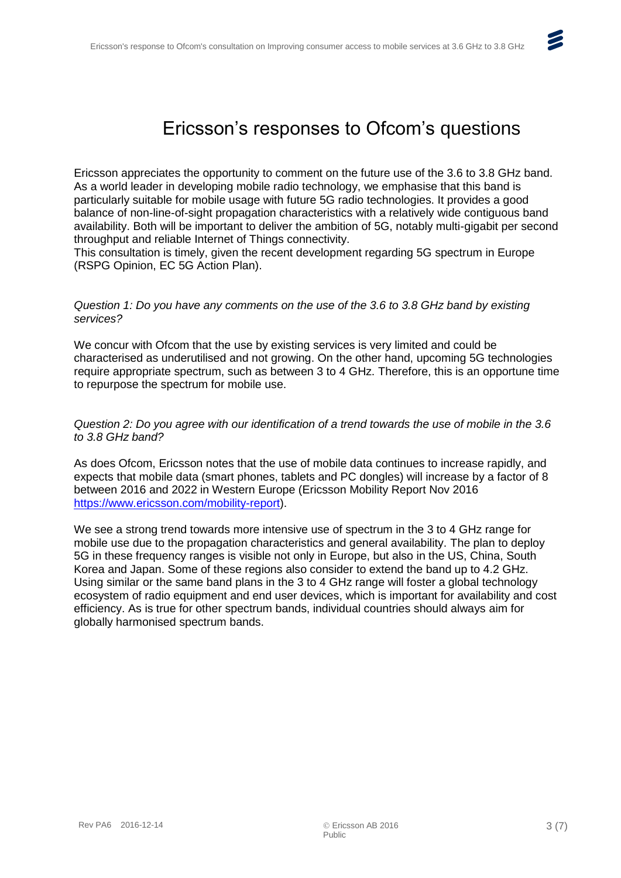# Ericsson's responses to Ofcom's questions

Ericsson appreciates the opportunity to comment on the future use of the 3.6 to 3.8 GHz band. As a world leader in developing mobile radio technology, we emphasise that this band is particularly suitable for mobile usage with future 5G radio technologies. It provides a good balance of non-line-of-sight propagation characteristics with a relatively wide contiguous band availability. Both will be important to deliver the ambition of 5G, notably multi-gigabit per second throughput and reliable Internet of Things connectivity.
This consultation is timely, given the recent development regarding 5G spectrum in Europe (RSPG Opinion, EC 5G Action Plan).

*Question 1: Do you have any comments on the use of the 3.6 to 3.8 GHz band by existing services?*

We concur with Ofcom that the use by existing services is very limited and could be characterised as underutilised and not growing. On the other hand, upcoming 5G technologies require appropriate spectrum, such as between 3 to 4 GHz. Therefore, this is an opportune time to repurpose the spectrum for mobile use.

*Question 2: Do you agree with our identification of a trend towards the use of mobile in the 3.6 to 3.8 GHz band?*

As does Ofcom, Ericsson notes that the use of mobile data continues to increase rapidly, and expects that mobile data (smart phones, tablets and PC dongles) will increase by a factor of 8 between 2016 and 2022 in Western Europe (Ericsson Mobility Report Nov 2016 https://www.ericsson.com/mobility-report).

We see a strong trend towards more intensive use of spectrum in the 3 to 4 GHz range for mobile use due to the propagation characteristics and general availability. The plan to deploy 5G in these frequency ranges is visible not only in Europe, but also in the US, China, South Korea and Japan. Some of these regions also consider to extend the band up to 4.2 GHz. Using similar or the same band plans in the 3 to 4 GHz range will foster a global technology ecosystem of radio equipment and end user devices, which is important for availability and cost efficiency. As is true for other spectrum bands, individual countries should always aim for globally harmonised spectrum bands.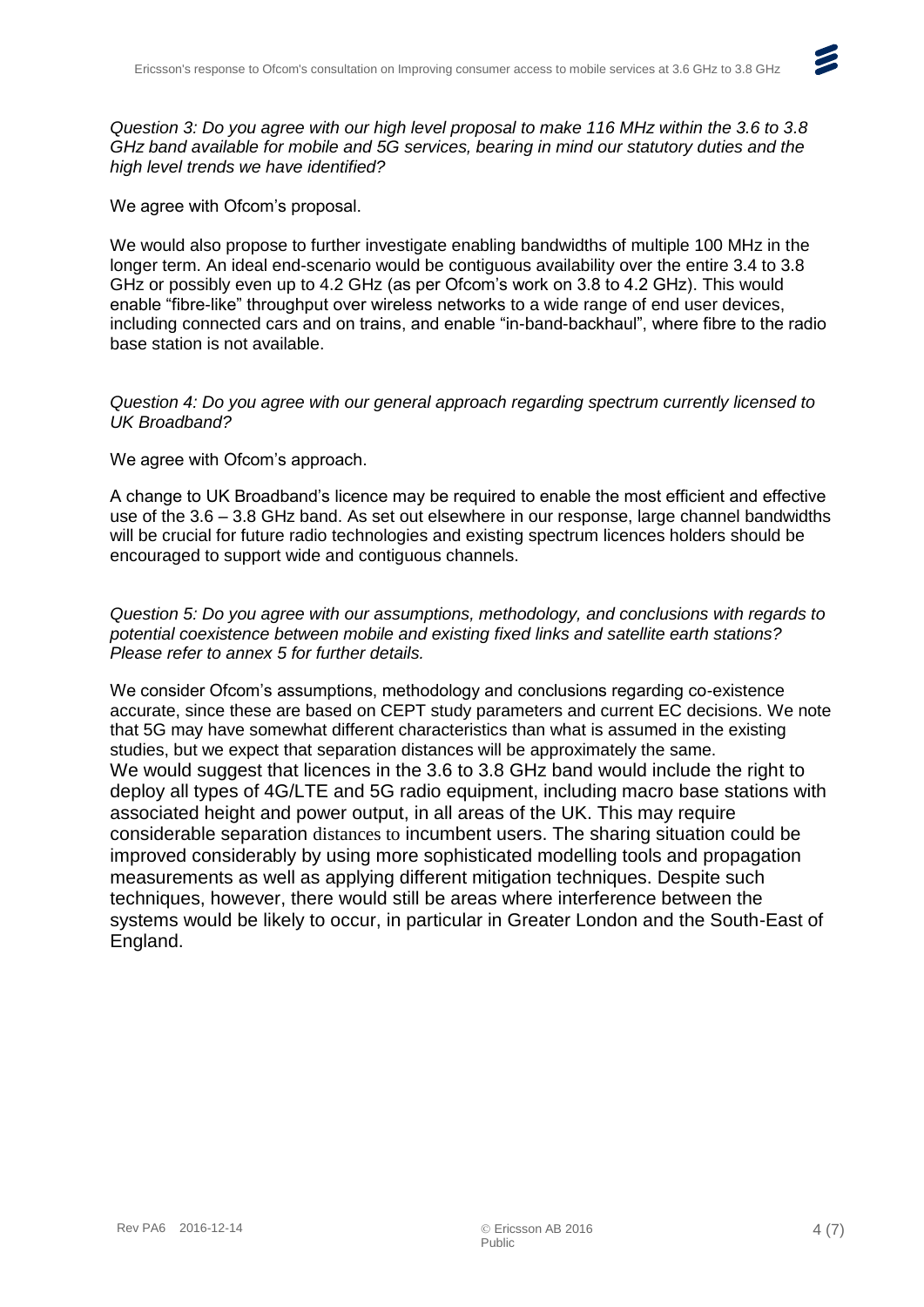*Question 3: Do you agree with our high level proposal to make 116 MHz within the 3.6 to 3.8 GHz band available for mobile and 5G services, bearing in mind our statutory duties and the high level trends we have identified?*

We agree with Ofcom's proposal.

We would also propose to further investigate enabling bandwidths of multiple 100 MHz in the longer term. An ideal end-scenario would be contiguous availability over the entire 3.4 to 3.8 GHz or possibly even up to 4.2 GHz (as per Ofcom's work on 3.8 to 4.2 GHz). This would enable "fibre-like" throughput over wireless networks to a wide range of end user devices, including connected cars and on trains, and enable "in-band-backhaul", where fibre to the radio base station is not available.

*Question 4: Do you agree with our general approach regarding spectrum currently licensed to UK Broadband?*

We agree with Ofcom's approach.

A change to UK Broadband's licence may be required to enable the most efficient and effective use of the 3.6 – 3.8 GHz band. As set out elsewhere in our response, large channel bandwidths will be crucial for future radio technologies and existing spectrum licences holders should be encouraged to support wide and contiguous channels.

*Question 5: Do you agree with our assumptions, methodology, and conclusions with regards to potential coexistence between mobile and existing fixed links and satellite earth stations? Please refer to annex 5 for further details.*

We consider Ofcom's assumptions, methodology and conclusions regarding co-existence accurate, since these are based on CEPT study parameters and current EC decisions. We note that 5G may have somewhat different characteristics than what is assumed in the existing studies, but we expect that separation distances will be approximately the same.
We would suggest that licences in the 3.6 to 3.8 GHz band would include the right to deploy all types of 4G/LTE and 5G radio equipment, including macro base stations with associated height and power output, in all areas of the UK. This may require considerable separation distances to incumbent users. The sharing situation could be improved considerably by using more sophisticated modelling tools and propagation measurements as well as applying different mitigation techniques. Despite such techniques, however, there would still be areas where interference between the systems would be likely to occur, in particular in Greater London and the South-East of England.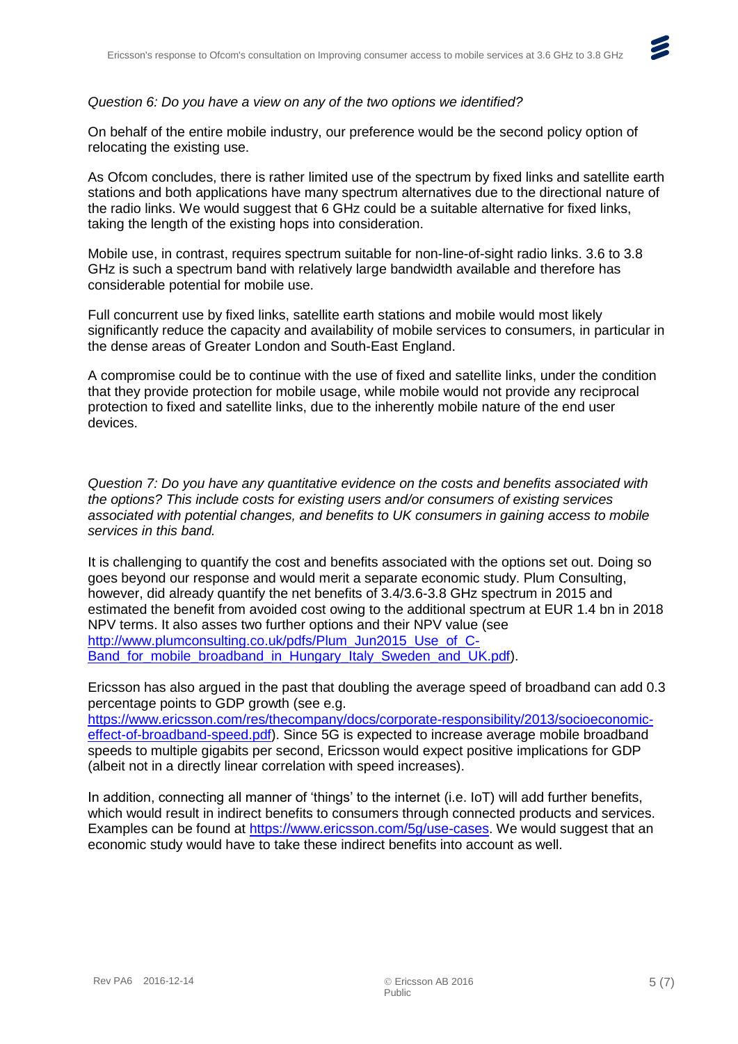*Question 6: Do you have a view on any of the two options we identified?*

On behalf of the entire mobile industry, our preference would be the second policy option of relocating the existing use.

As Ofcom concludes, there is rather limited use of the spectrum by fixed links and satellite earth stations and both applications have many spectrum alternatives due to the directional nature of the radio links. We would suggest that 6 GHz could be a suitable alternative for fixed links, taking the length of the existing hops into consideration.

Mobile use, in contrast, requires spectrum suitable for non-line-of-sight radio links. 3.6 to 3.8 GHz is such a spectrum band with relatively large bandwidth available and therefore has considerable potential for mobile use.

Full concurrent use by fixed links, satellite earth stations and mobile would most likely significantly reduce the capacity and availability of mobile services to consumers, in particular in the dense areas of Greater London and South-East England.

A compromise could be to continue with the use of fixed and satellite links, under the condition that they provide protection for mobile usage, while mobile would not provide any reciprocal protection to fixed and satellite links, due to the inherently mobile nature of the end user devices.

*Question 7: Do you have any quantitative evidence on the costs and benefits associated with the options? This include costs for existing users and/or consumers of existing services associated with potential changes, and benefits to UK consumers in gaining access to mobile services in this band.*

It is challenging to quantify the cost and benefits associated with the options set out. Doing so goes beyond our response and would merit a separate economic study. Plum Consulting, however, did already quantify the net benefits of 3.4/3.6-3.8 GHz spectrum in 2015 and estimated the benefit from avoided cost owing to the additional spectrum at EUR 1.4 bn in 2018 NPV terms. It also asses two further options and their NPV value (see [http://www.plumconsulting.co.uk/pdfs/Plum_Jun2015_Use_of_C-Band_for_mobile_broadband_in_Hungary_Italy_Sweden_and_UK.pdf](http://www.plumconsulting.co.uk/pdfs/Plum_Jun2015_Use_of_C-Band_for_mobile_broadband_in_Hungary_Italy_Sweden_and_UK.pdf)).

Ericsson has also argued in the past that doubling the average speed of broadband can add 0.3 percentage points to GDP growth (see e.g. [https://www.ericsson.com/res/thecompany/docs/corporate-responsibility/2013/socioeconomic-effect-of-broadband-speed.pdf](https://www.ericsson.com/res/thecompany/docs/corporate-responsibility/2013/socioeconomic-effect-of-broadband-speed.pdf)). Since 5G is expected to increase average mobile broadband speeds to multiple gigabits per second, Ericsson would expect positive implications for GDP (albeit not in a directly linear correlation with speed increases).

In addition, connecting all manner of 'things' to the internet (i.e. IoT) will add further benefits, which would result in indirect benefits to consumers through connected products and services. Examples can be found at [https://www.ericsson.com/5g/use-cases](https://www.ericsson.com/5g/use-cases). We would suggest that an economic study would have to take these indirect benefits into account as well.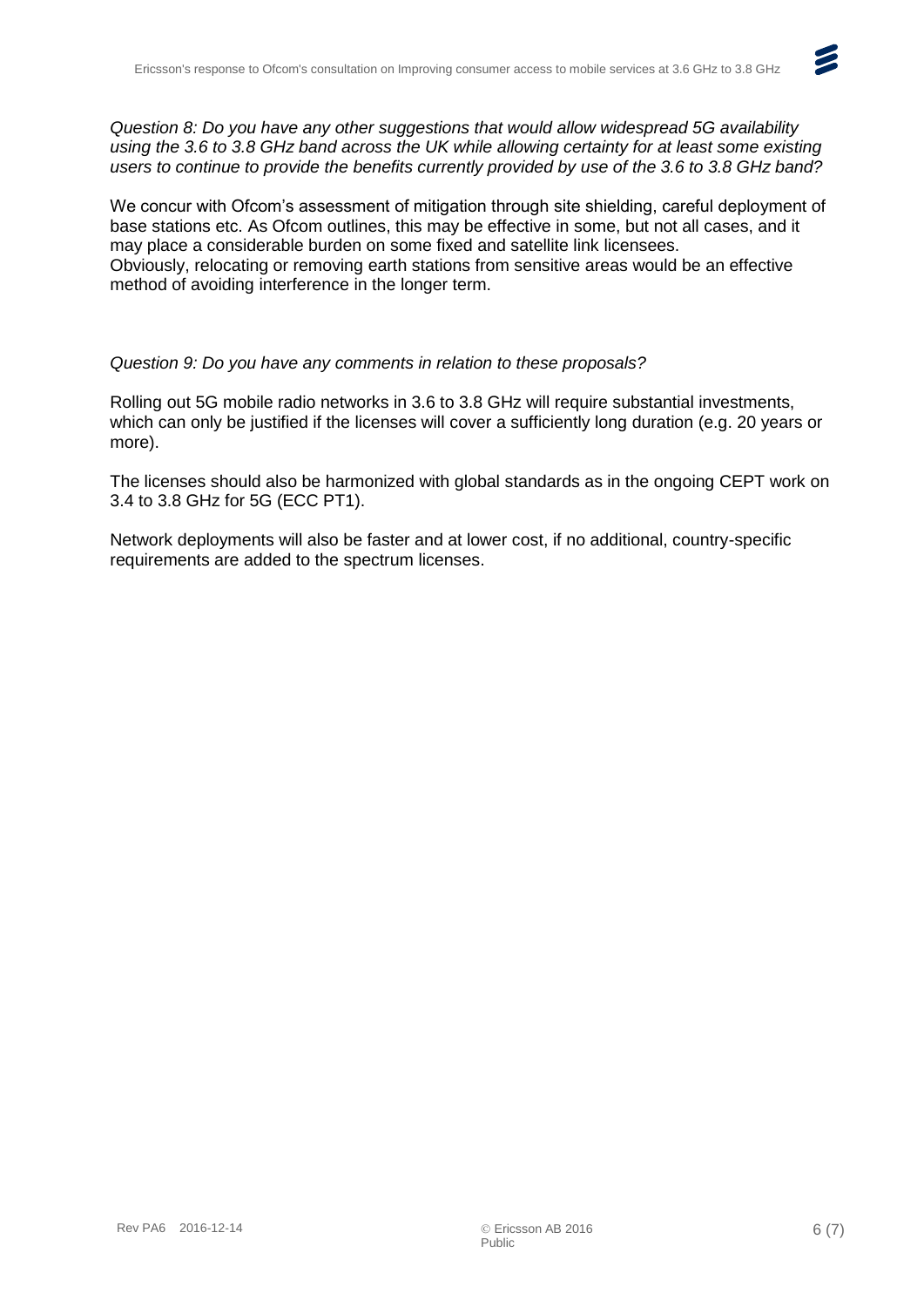*Question 8: Do you have any other suggestions that would allow widespread 5G availability using the 3.6 to 3.8 GHz band across the UK while allowing certainty for at least some existing users to continue to provide the benefits currently provided by use of the 3.6 to 3.8 GHz band?*

We concur with Ofcom's assessment of mitigation through site shielding, careful deployment of base stations etc. As Ofcom outlines, this may be effective in some, but not all cases, and it may place a considerable burden on some fixed and satellite link licensees.
Obviously, relocating or removing earth stations from sensitive areas would be an effective method of avoiding interference in the longer term.

*Question 9: Do you have any comments in relation to these proposals?*

Rolling out 5G mobile radio networks in 3.6 to 3.8 GHz will require substantial investments, which can only be justified if the licenses will cover a sufficiently long duration (e.g. 20 years or more).

The licenses should also be harmonized with global standards as in the ongoing CEPT work on 3.4 to 3.8 GHz for 5G (ECC PT1).

Network deployments will also be faster and at lower cost, if no additional, country-specific requirements are added to the spectrum licenses.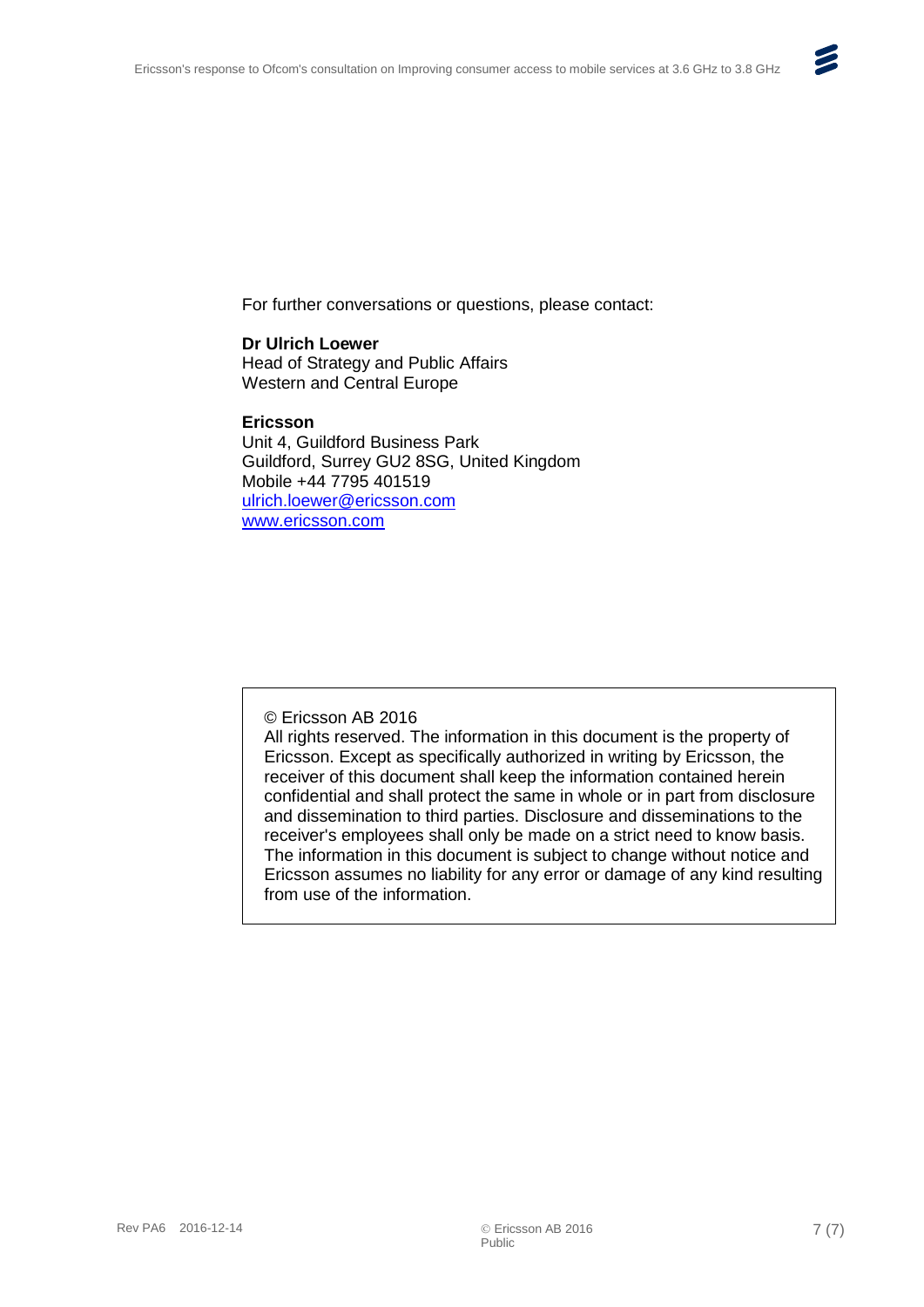For further conversations or questions, please contact:

**Dr Ulrich Loewer**
Head of Strategy and Public Affairs
Western and Central Europe

**Ericsson**
Unit 4, Guildford Business Park
Guildford, Surrey GU2 8SG, United Kingdom
Mobile +44 7795 401519
ulrich.loewer@ericsson.com
www.ericsson.com

© Ericsson AB 2016
All rights reserved. The information in this document is the property of Ericsson. Except as specifically authorized in writing by Ericsson, the receiver of this document shall keep the information contained herein confidential and shall protect the same in whole or in part from disclosure and dissemination to third parties. Disclosure and disseminations to the receiver's employees shall only be made on a strict need to know basis. The information in this document is subject to change without notice and Ericsson assumes no liability for any error or damage of any kind resulting from use of the information.